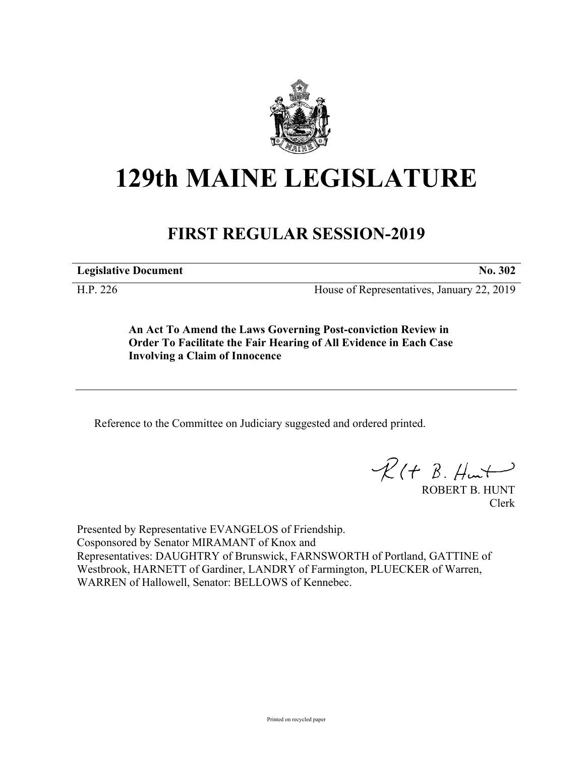# 129th MAINE LEGISLATURE

## FIRST REGULAR SESSION-2019

| **Legislative Document** | **No. 302** |
| --- | --- |
| H.P. 226 | House of Representatives, January 22, 2019 |

**An Act To Amend the Laws Governing Post-conviction Review in Order To Facilitate the Fair Hearing of All Evidence in Each Case Involving a Claim of Innocence**

---

Reference to the Committee on Judiciary suggested and ordered printed.

ROBERT B. HUNT
Clerk

Presented by Representative EVANGELOS of Friendship.
Cosponsored by Senator MIRAMANT of Knox and
Representatives: DAUGHTRY of Brunswick, FARNSWORTH of Portland, GATTINE of Westbrook, HARNETT of Gardiner, LANDRY of Farmington, PLUECKER of Warren, WARREN of Hallowell, Senator: BELLOWS of Kennebec.

Printed on recycled paper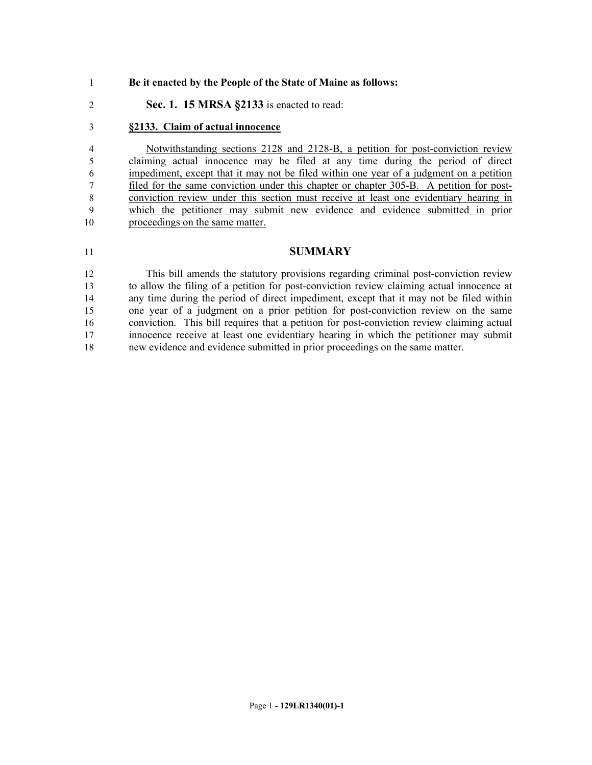**Be it enacted by the People of the State of Maine as follows:**

**Sec. 1. 15 MRSA §2133** is enacted to read:

**§2133. Claim of actual innocence**

Notwithstanding sections 2128 and 2128-B, a petition for post-conviction review claiming actual innocence may be filed at any time during the period of direct impediment, except that it may not be filed within one year of a judgment on a petition filed for the same conviction under this chapter or chapter 305-B. A petition for post-conviction review under this section must receive at least one evidentiary hearing in which the petitioner may submit new evidence and evidence submitted in prior proceedings on the same matter.

## SUMMARY

This bill amends the statutory provisions regarding criminal post-conviction review to allow the filing of a petition for post-conviction review claiming actual innocence at any time during the period of direct impediment, except that it may not be filed within one year of a judgment on a prior petition for post-conviction review on the same conviction. This bill requires that a petition for post-conviction review claiming actual innocence receive at least one evidentiary hearing in which the petitioner may submit new evidence and evidence submitted in prior proceedings on the same matter.